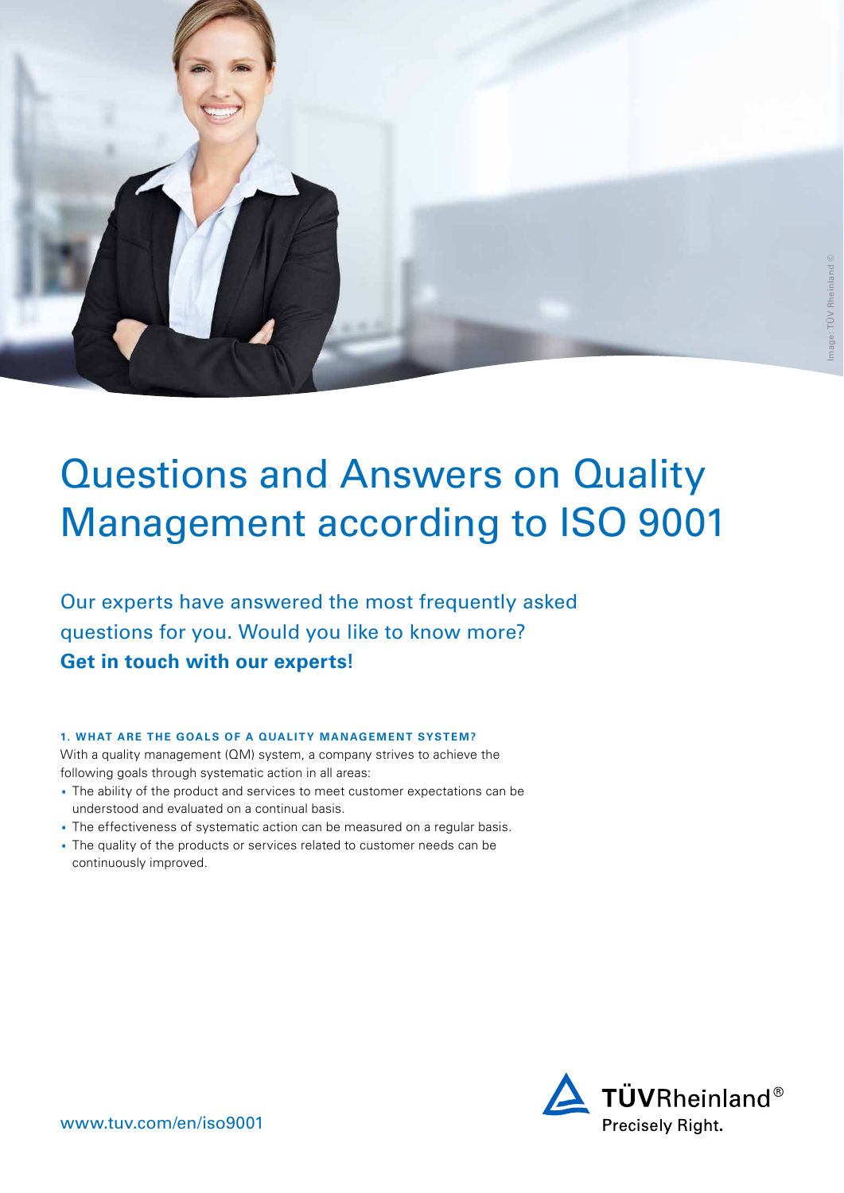# Questions and Answers on Quality Management according to ISO 9001

## Our experts have answered the most frequently asked questions for you. Would you like to know more? **Get in touch with our experts!**

### 1. WHAT ARE THE GOALS OF A QUALITY MANAGEMENT SYSTEM?

With a quality management (QM) system, a company strives to achieve the following goals through systematic action in all areas:

- The ability of the product and services to meet customer expectations can be understood and evaluated on a continual basis.
- The effectiveness of systematic action can be measured on a regular basis.
- The quality of the products or services related to customer needs can be continuously improved.

www.tuv.com/en/iso9001

TÜVRheinland®
Precisely Right.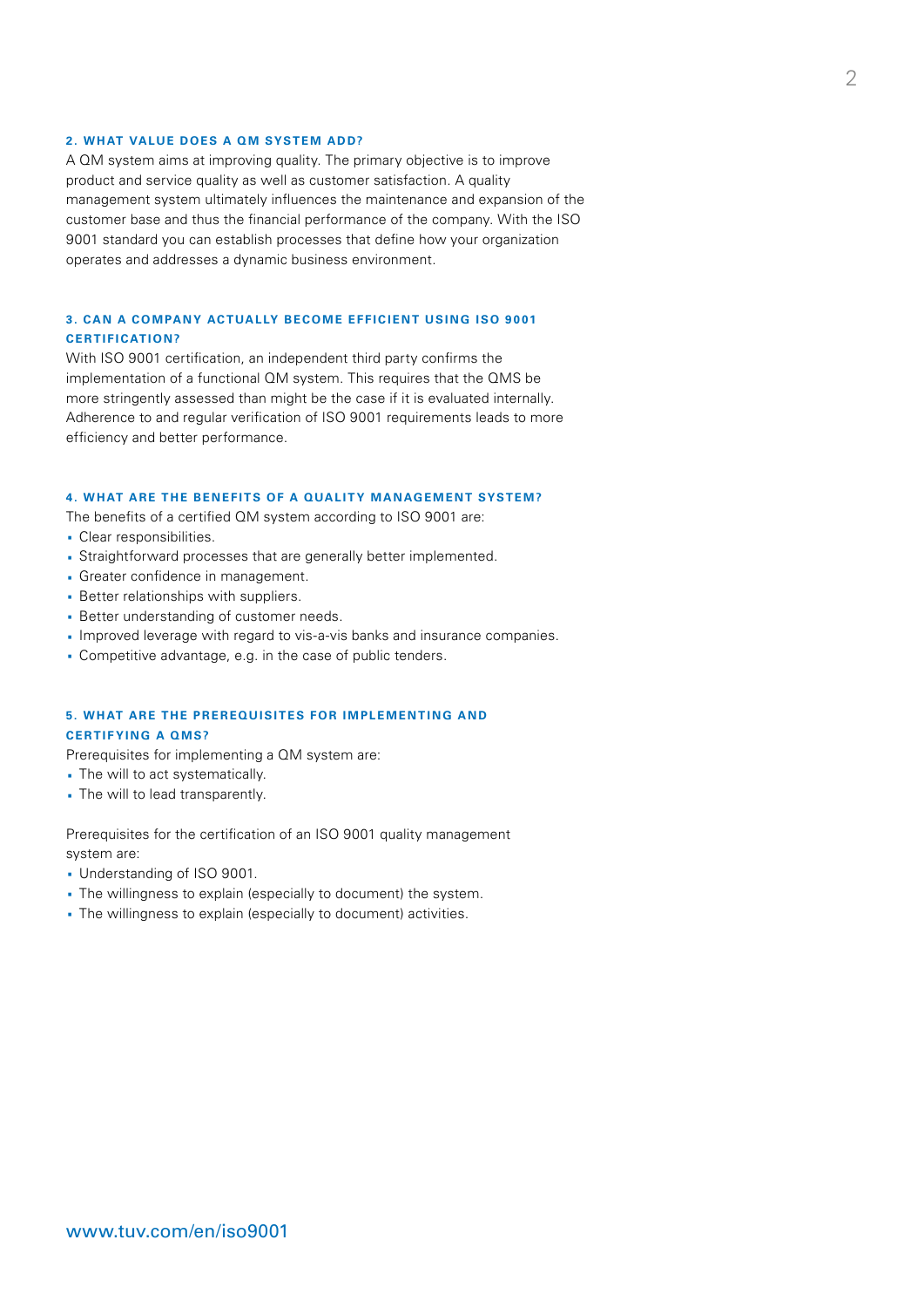## 2. WHAT VALUE DOES A QM SYSTEM ADD?

A QM system aims at improving quality. The primary objective is to improve product and service quality as well as customer satisfaction. A quality management system ultimately influences the maintenance and expansion of the customer base and thus the financial performance of the company. With the ISO 9001 standard you can establish processes that define how your organization operates and addresses a dynamic business environment.

## 3. CAN A COMPANY ACTUALLY BECOME EFFICIENT USING ISO 9001 CERTIFICATION?

With ISO 9001 certification, an independent third party confirms the implementation of a functional QM system. This requires that the QMS be more stringently assessed than might be the case if it is evaluated internally. Adherence to and regular verification of ISO 9001 requirements leads to more efficiency and better performance.

## 4. WHAT ARE THE BENEFITS OF A QUALITY MANAGEMENT SYSTEM?

The benefits of a certified QM system according to ISO 9001 are:

- Clear responsibilities.
- Straightforward processes that are generally better implemented.
- Greater confidence in management.
- Better relationships with suppliers.
- Better understanding of customer needs.
- Improved leverage with regard to vis-a-vis banks and insurance companies.
- Competitive advantage, e.g. in the case of public tenders.

## 5. WHAT ARE THE PREREQUISITES FOR IMPLEMENTING AND CERTIFYING A QMS?

Prerequisites for implementing a QM system are:

- The will to act systematically.
- The will to lead transparently.

Prerequisites for the certification of an ISO 9001 quality management system are:

- Understanding of ISO 9001.
- The willingness to explain (especially to document) the system.
- The willingness to explain (especially to document) activities.

www.tuv.com/en/iso9001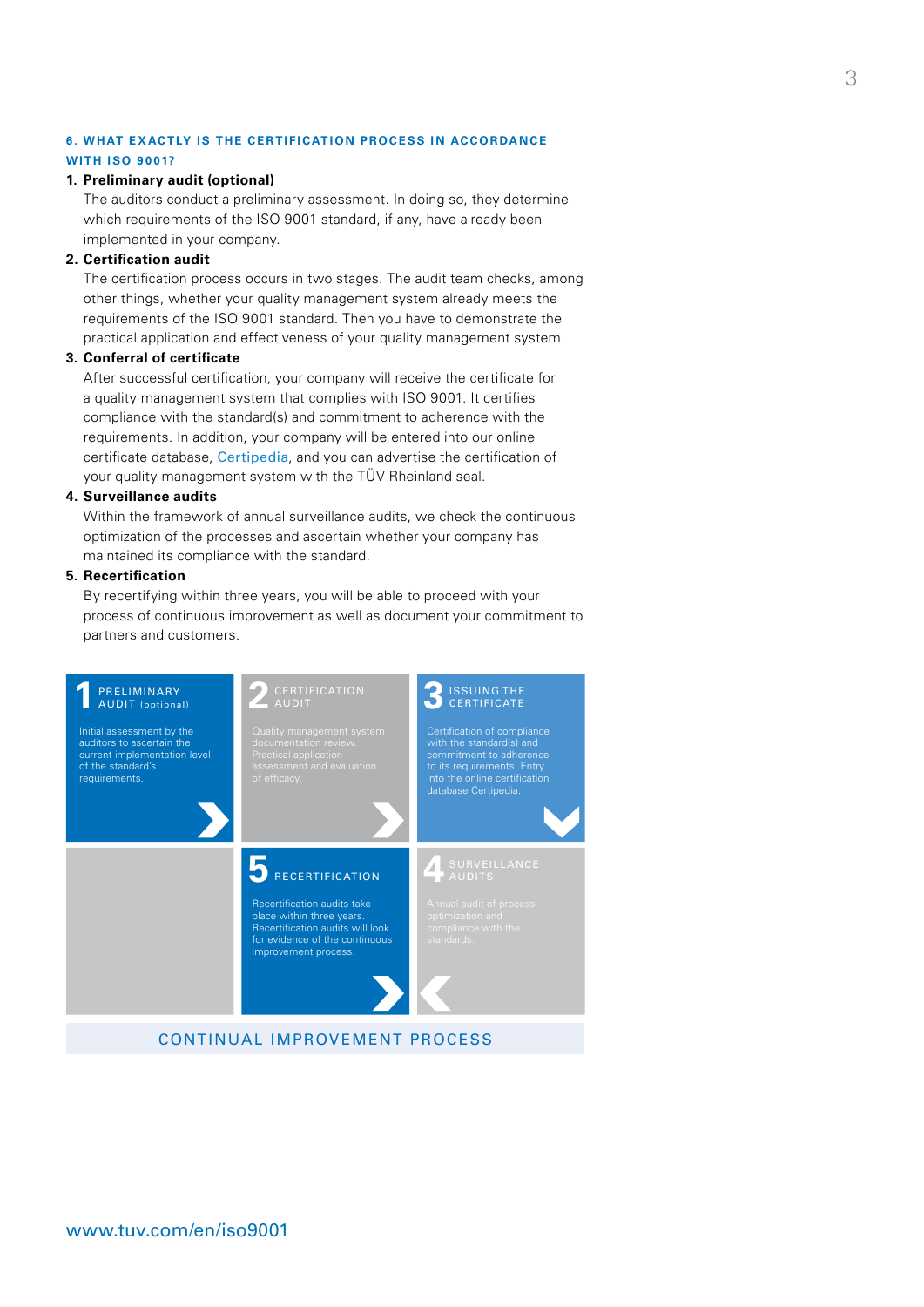### 6. WHAT EXACTLY IS THE CERTIFICATION PROCESS IN ACCORDANCE WITH ISO 9001?

1. **Preliminary audit (optional)**
   The auditors conduct a preliminary assessment. In doing so, they determine which requirements of the ISO 9001 standard, if any, have already been implemented in your company.
2. **Certification audit**
   The certification process occurs in two stages. The audit team checks, among other things, whether your quality management system already meets the requirements of the ISO 9001 standard. Then you have to demonstrate the practical application and effectiveness of your quality management system.
3. **Conferral of certificate**
   After successful certification, your company will receive the certificate for a quality management system that complies with ISO 9001. It certifies compliance with the standard(s) and commitment to adherence with the requirements. In addition, your company will be entered into our online certificate database, Certipedia, and you can advertise the certification of your quality management system with the TÜV Rheinland seal.
4. **Surveillance audits**
   Within the framework of annual surveillance audits, we check the continuous optimization of the processes and ascertain whether your company has maintained its compliance with the standard.
5. **Recertification**
   By recertifying within three years, you will be able to proceed with your process of continuous improvement as well as document your commitment to partners and customers.

**1 PRELIMINARY AUDIT (optional)**
Initial assessment by the auditors to ascertain the current implementation level of the standard's requirements.

**2 CERTIFICATION AUDIT**
Quality management system documentation review. Practical application assessment and evaluation of efficacy.

**3 ISSUING THE CERTIFICATE**
Certification of compliance with the standard(s) and commitment to adherence to its requirements. Entry into the online certification database Certipedia.

**4 SURVEILLANCE AUDITS**
Annual audit of process optimization and compliance with the standards.

**5 RECERTIFICATION**
Recertification audits take place within three years. Recertification audits will look for evidence of the continuous improvement process.

CONTINUAL IMPROVEMENT PROCESS

www.tuv.com/en/iso9001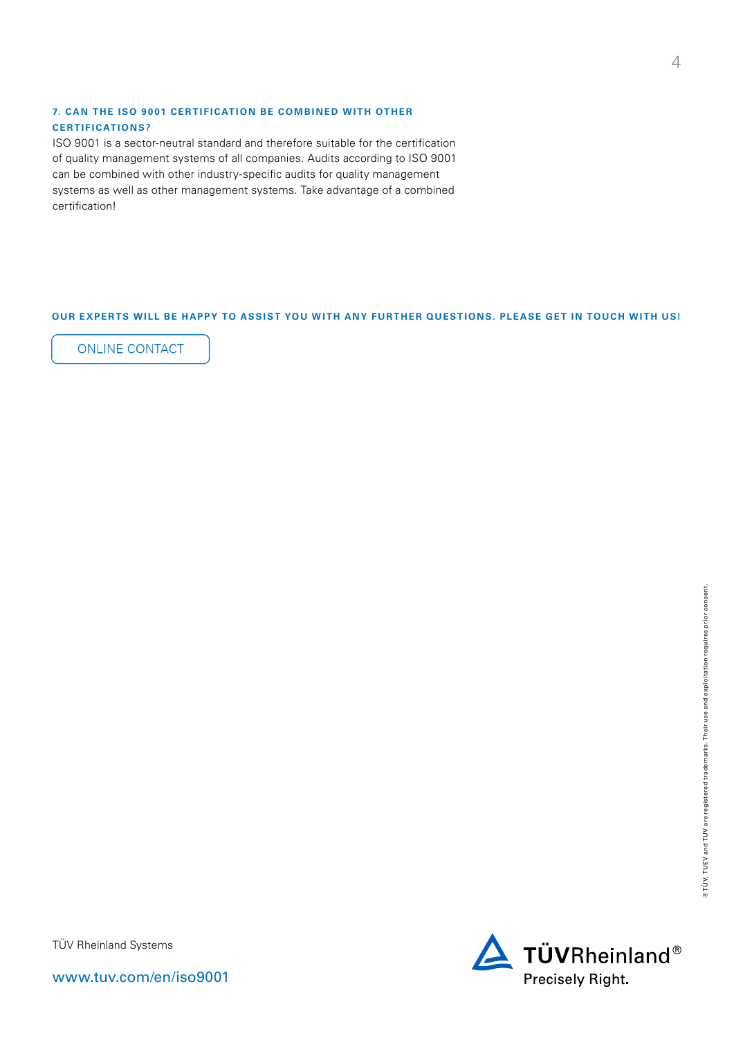### 7. CAN THE ISO 9001 CERTIFICATION BE COMBINED WITH OTHER CERTIFICATIONS?

ISO 9001 is a sector-neutral standard and therefore suitable for the certification of quality management systems of all companies. Audits according to ISO 9001 can be combined with other industry-specific audits for quality management systems as well as other management systems. Take advantage of a combined certification!

**OUR EXPERTS WILL BE HAPPY TO ASSIST YOU WITH ANY FURTHER QUESTIONS. PLEASE GET IN TOUCH WITH US!**

ONLINE CONTACT

® TÜV, TUEV and TUV are registered trademarks. Their use and exploitation requires prior consent.

TÜV Rheinland Systems

www.tuv.com/en/iso9001

TÜVRheinland®
Precisely Right.